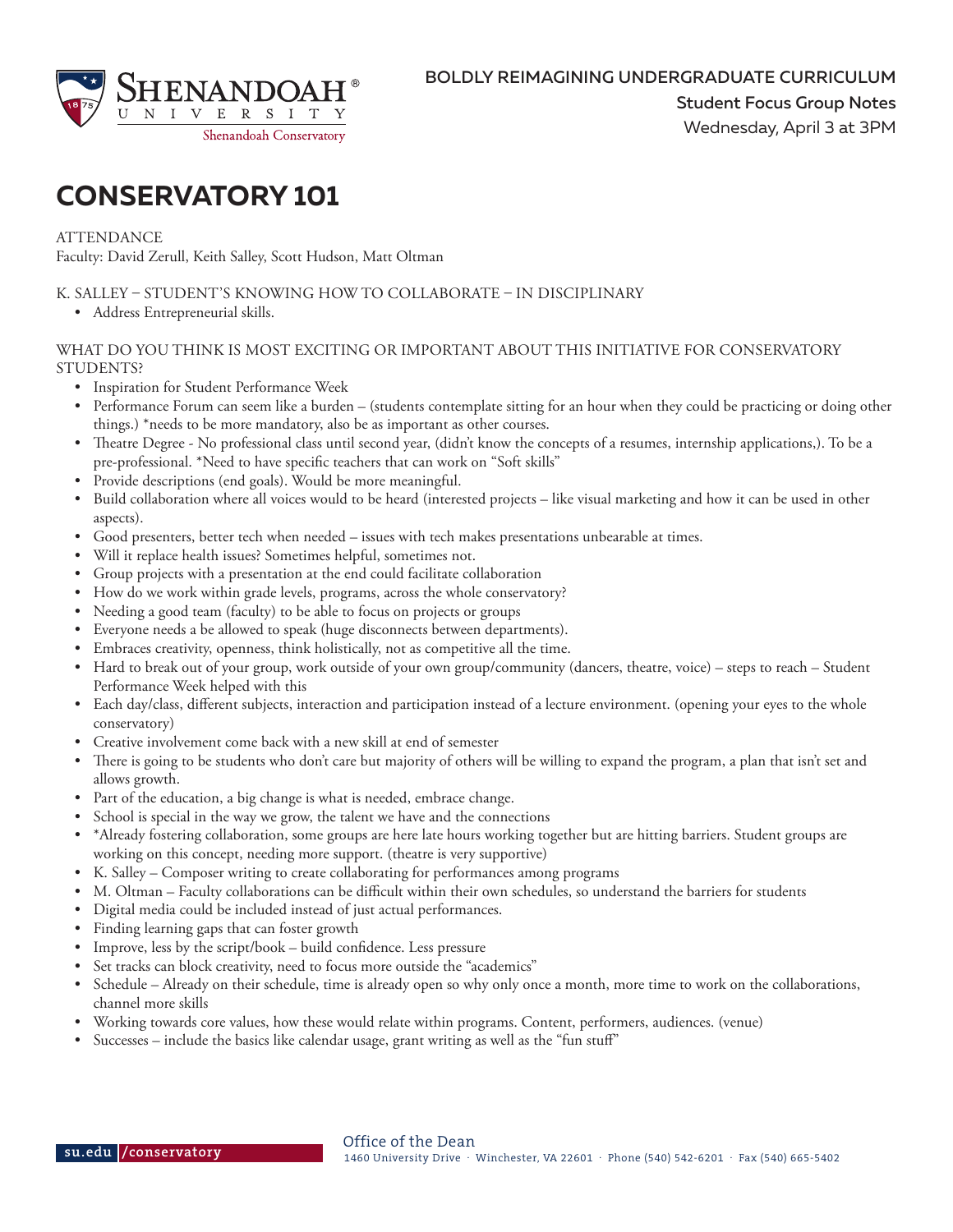BOLDLY REIMAGINING UNDERGRADUATE CURRICULUM

**Student Focus Group Notes**

Wednesday, April 3 at 3PM

# CONSERVATORY 101

ATTENDANCE

Faculty: David Zerull, Keith Salley, Scott Hudson, Matt Oltman

K. SALLEY – STUDENT'S KNOWING HOW TO COLLABORATE – IN DISCIPLINARY

- Address Entrepreneurial skills.

WHAT DO YOU THINK IS MOST EXCITING OR IMPORTANT ABOUT THIS INITIATIVE FOR CONSERVATORY STUDENTS?

- Inspiration for Student Performance Week
- Performance Forum can seem like a burden – (students contemplate sitting for an hour when they could be practicing or doing other things.) *needs to be more mandatory, also be as important as other courses.
- Theatre Degree - No professional class until second year, (didn't know the concepts of a resumes, internship applications,). To be a pre-professional. *Need to have specific teachers that can work on "Soft skills"
- Provide descriptions (end goals). Would be more meaningful.
- Build collaboration where all voices would to be heard (interested projects – like visual marketing and how it can be used in other aspects).
- Good presenters, better tech when needed – issues with tech makes presentations unbearable at times.
- Will it replace health issues? Sometimes helpful, sometimes not.
- Group projects with a presentation at the end could facilitate collaboration
- How do we work within grade levels, programs, across the whole conservatory?
- Needing a good team (faculty) to be able to focus on projects or groups
- Everyone needs a be allowed to speak (huge disconnects between departments).
- Embraces creativity, openness, think holistically, not as competitive all the time.
- Hard to break out of your group, work outside of your own group/community (dancers, theatre, voice) – steps to reach – Student Performance Week helped with this
- Each day/class, different subjects, interaction and participation instead of a lecture environment. (opening your eyes to the whole conservatory)
- Creative involvement come back with a new skill at end of semester
- There is going to be students who don't care but majority of others will be willing to expand the program, a plan that isn't set and allows growth.
- Part of the education, a big change is what is needed, embrace change.
- School is special in the way we grow, the talent we have and the connections
- *Already fostering collaboration, some groups are here late hours working together but are hitting barriers. Student groups are working on this concept, needing more support. (theatre is very supportive)
- K. Salley – Composer writing to create collaborating for performances among programs
- M. Oltman – Faculty collaborations can be difficult within their own schedules, so understand the barriers for students
- Digital media could be included instead of just actual performances.
- Finding learning gaps that can foster growth
- Improve, less by the script/book – build confidence. Less pressure
- Set tracks can block creativity, need to focus more outside the "academics"
- Schedule – Already on their schedule, time is already open so why only once a month, more time to work on the collaborations, channel more skills
- Working towards core values, how these would relate within programs. Content, performers, audiences. (venue)
- Successes – include the basics like calendar usage, grant writing as well as the "fun stuff"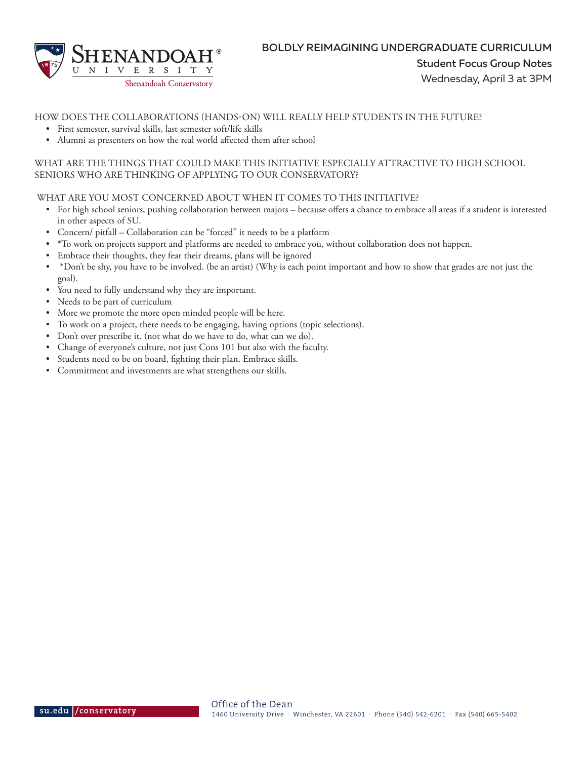# BOLDLY REIMAGINING UNDERGRADUATE CURRICULUM

## Student Focus Group Notes

Wednesday, April 3 at 3PM

HOW DOES THE COLLABORATIONS (HANDS-ON) WILL REALLY HELP STUDENTS IN THE FUTURE?

- First semester, survival skills, last semester soft/life skills
- Alumni as presenters on how the real world affected them after school

WHAT ARE THE THINGS THAT COULD MAKE THIS INITIATIVE ESPECIALLY ATTRACTIVE TO HIGH SCHOOL SENIORS WHO ARE THINKING OF APPLYING TO OUR CONSERVATORY?

WHAT ARE YOU MOST CONCERNED ABOUT WHEN IT COMES TO THIS INITIATIVE?

- For high school seniors, pushing collaboration between majors – because offers a chance to embrace all areas if a student is interested in other aspects of SU.
- Concern/ pitfall – Collaboration can be "forced" it needs to be a platform
- *To work on projects support and platforms are needed to embrace you, without collaboration does not happen.
- Embrace their thoughts, they fear their dreams, plans will be ignored
- *Don't be shy, you have to be involved. (be an artist) (Why is each point important and how to show that grades are not just the goal).
- You need to fully understand why they are important.
- Needs to be part of curriculum
- More we promote the more open minded people will be here.
- To work on a project, there needs to be engaging, having options (topic selections).
- Don't over prescribe it. (not what do we have to do, what can we do).
- Change of everyone's culture, not just Cons 101 but also with the faculty.
- Students need to be on board, fighting their plan. Embrace skills.
- Commitment and investments are what strengthens our skills.